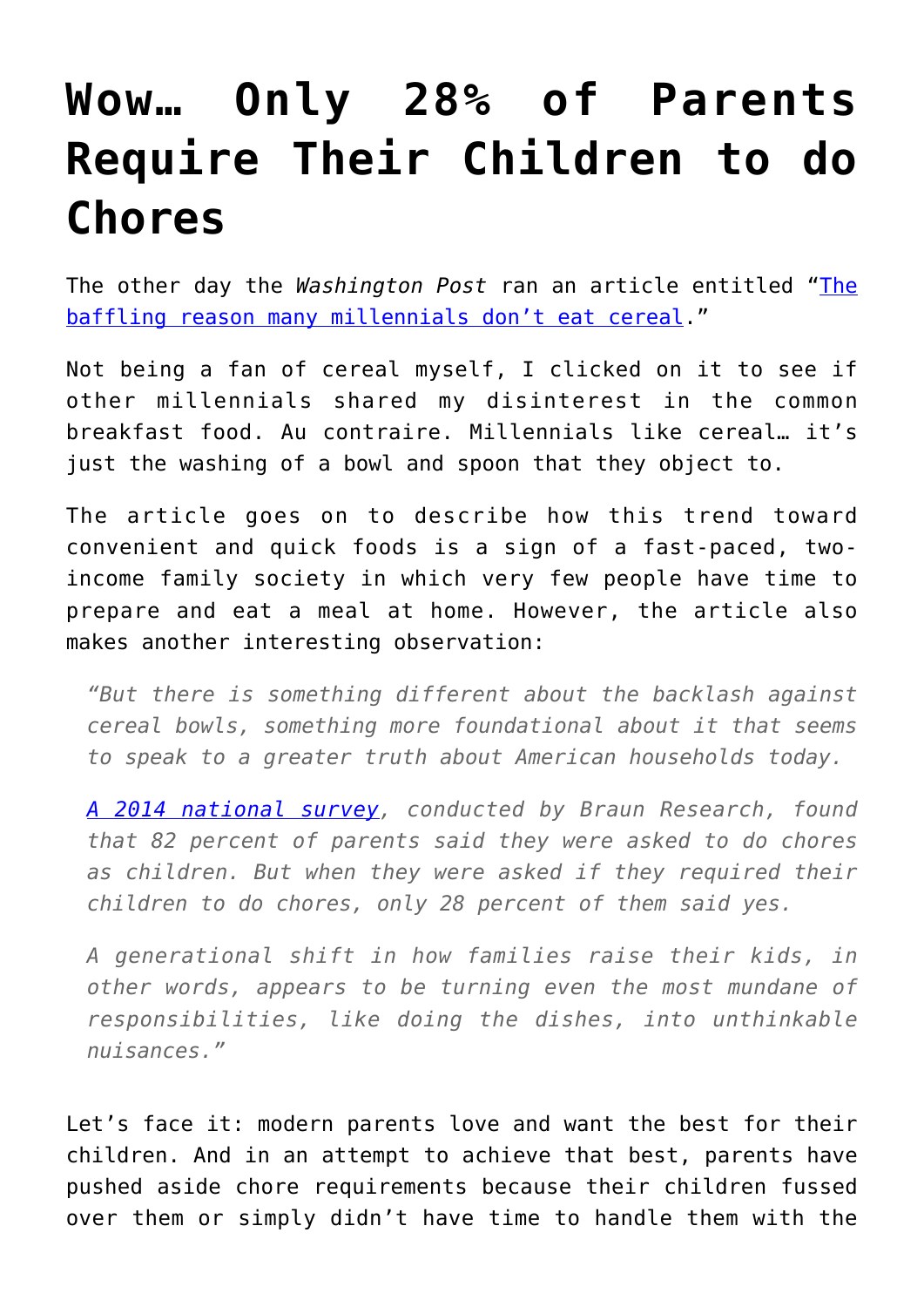# Wow… Only 28% of Parents Require Their Children to do Chores

The other day the *Washington Post* ran an article entitled "[The baffling reason many millennials don't eat cereal](#)."

Not being a fan of cereal myself, I clicked on it to see if other millennials shared my disinterest in the common breakfast food. Au contraire. Millennials like cereal… it's just the washing of a bowl and spoon that they object to.

The article goes on to describe how this trend toward convenient and quick foods is a sign of a fast-paced, two-income family society in which very few people have time to prepare and eat a meal at home. However, the article also makes another interesting observation:

> *"But there is something different about the backlash against cereal bowls, something more foundational about it that seems to speak to a greater truth about American households today.*
>
> *[A 2014 national survey](#), conducted by Braun Research, found that 82 percent of parents said they were asked to do chores as children. But when they were asked if they required their children to do chores, only 28 percent of them said yes.*
>
> *A generational shift in how families raise their kids, in other words, appears to be turning even the most mundane of responsibilities, like doing the dishes, into unthinkable nuisances."*

Let's face it: modern parents love and want the best for their children. And in an attempt to achieve that best, parents have pushed aside chore requirements because their children fussed over them or simply didn't have time to handle them with the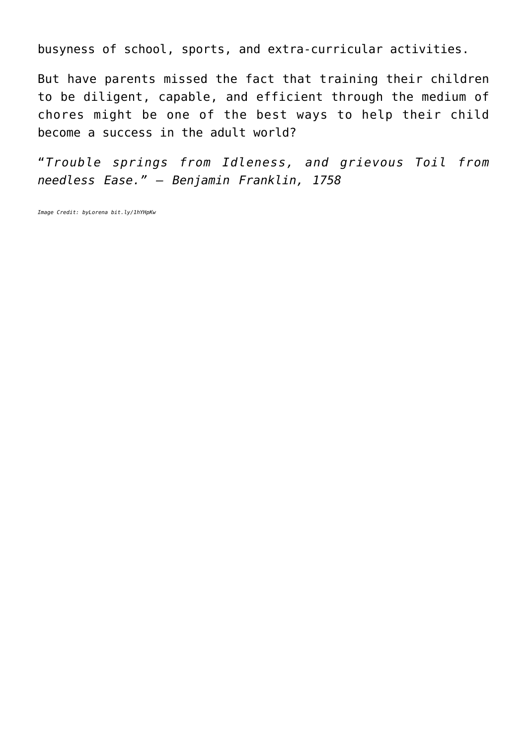busyness of school, sports, and extra-curricular activities.

But have parents missed the fact that training their children to be diligent, capable, and efficient through the medium of chores might be one of the best ways to help their child become a success in the adult world?

"*Trouble springs from Idleness, and grievous Toil from needless Ease." – Benjamin Franklin, 1758*

*Image Credit: byLorena bit.ly/1hYHpKw*